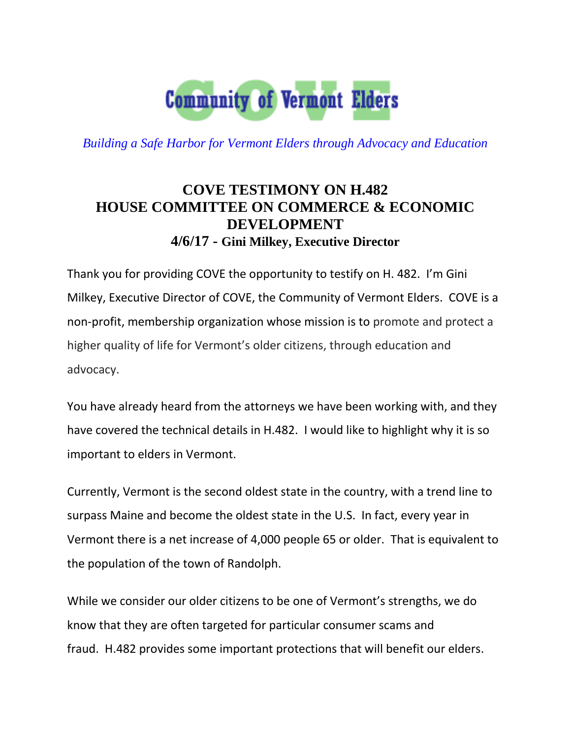**Community of Vermont Elders**

*Building a Safe Harbor for Vermont Elders through Advocacy and Education*

# COVE TESTIMONY ON H.482
# HOUSE COMMITTEE ON COMMERCE & ECONOMIC DEVELOPMENT
### 4/6/17 - Gini Milkey, Executive Director

Thank you for providing COVE the opportunity to testify on H. 482. I'm Gini Milkey, Executive Director of COVE, the Community of Vermont Elders. COVE is a non-profit, membership organization whose mission is to promote and protect a higher quality of life for Vermont's older citizens, through education and advocacy.

You have already heard from the attorneys we have been working with, and they have covered the technical details in H.482. I would like to highlight why it is so important to elders in Vermont.

Currently, Vermont is the second oldest state in the country, with a trend line to surpass Maine and become the oldest state in the U.S. In fact, every year in Vermont there is a net increase of 4,000 people 65 or older. That is equivalent to the population of the town of Randolph.

While we consider our older citizens to be one of Vermont's strengths, we do know that they are often targeted for particular consumer scams and fraud. H.482 provides some important protections that will benefit our elders.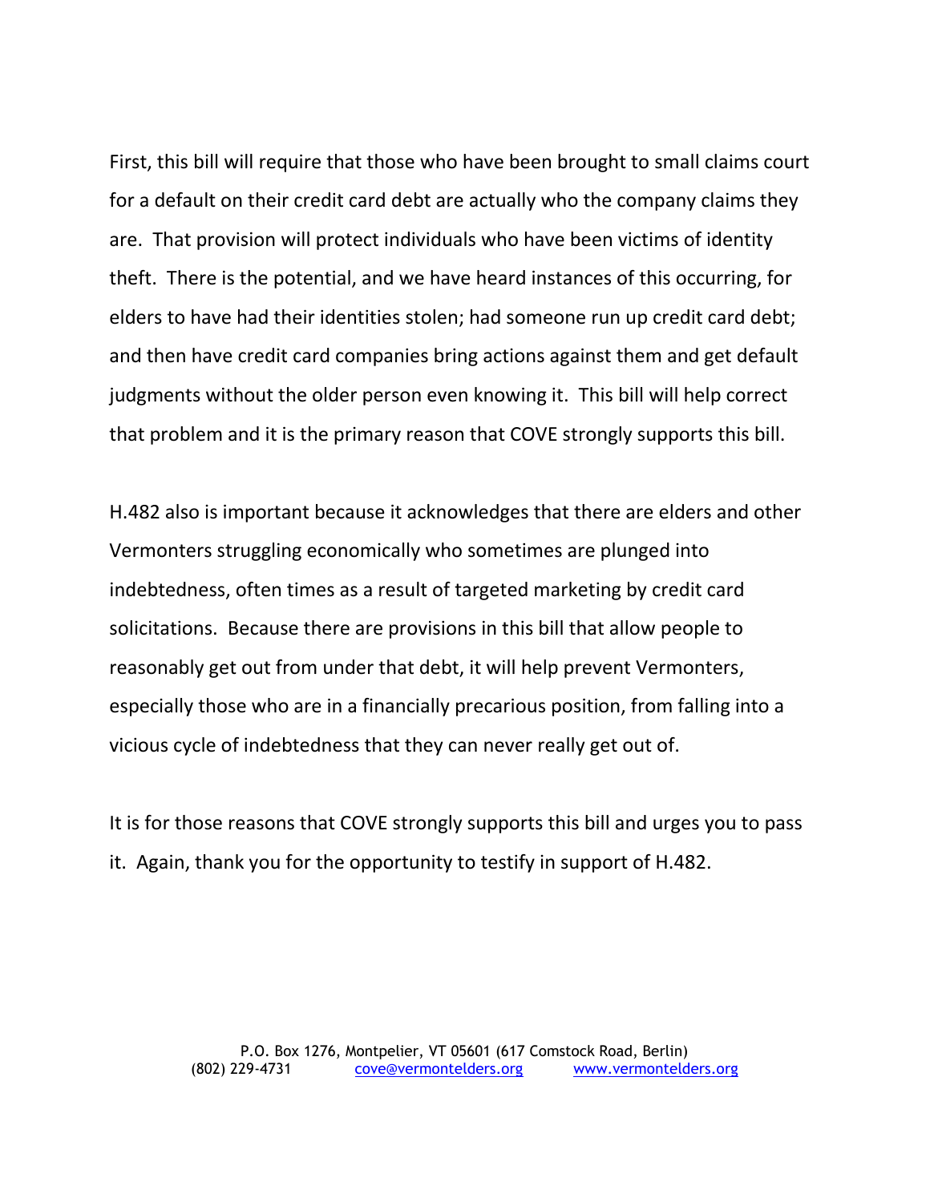First, this bill will require that those who have been brought to small claims court for a default on their credit card debt are actually who the company claims they are. That provision will protect individuals who have been victims of identity theft. There is the potential, and we have heard instances of this occurring, for elders to have had their identities stolen; had someone run up credit card debt; and then have credit card companies bring actions against them and get default judgments without the older person even knowing it. This bill will help correct that problem and it is the primary reason that COVE strongly supports this bill.

H.482 also is important because it acknowledges that there are elders and other Vermonters struggling economically who sometimes are plunged into indebtedness, often times as a result of targeted marketing by credit card solicitations. Because there are provisions in this bill that allow people to reasonably get out from under that debt, it will help prevent Vermonters, especially those who are in a financially precarious position, from falling into a vicious cycle of indebtedness that they can never really get out of.

It is for those reasons that COVE strongly supports this bill and urges you to pass it. Again, thank you for the opportunity to testify in support of H.482.

P.O. Box 1276, Montpelier, VT 05601 (617 Comstock Road, Berlin)
(802) 229-4731 cove@vermontelders.org www.vermontelders.org